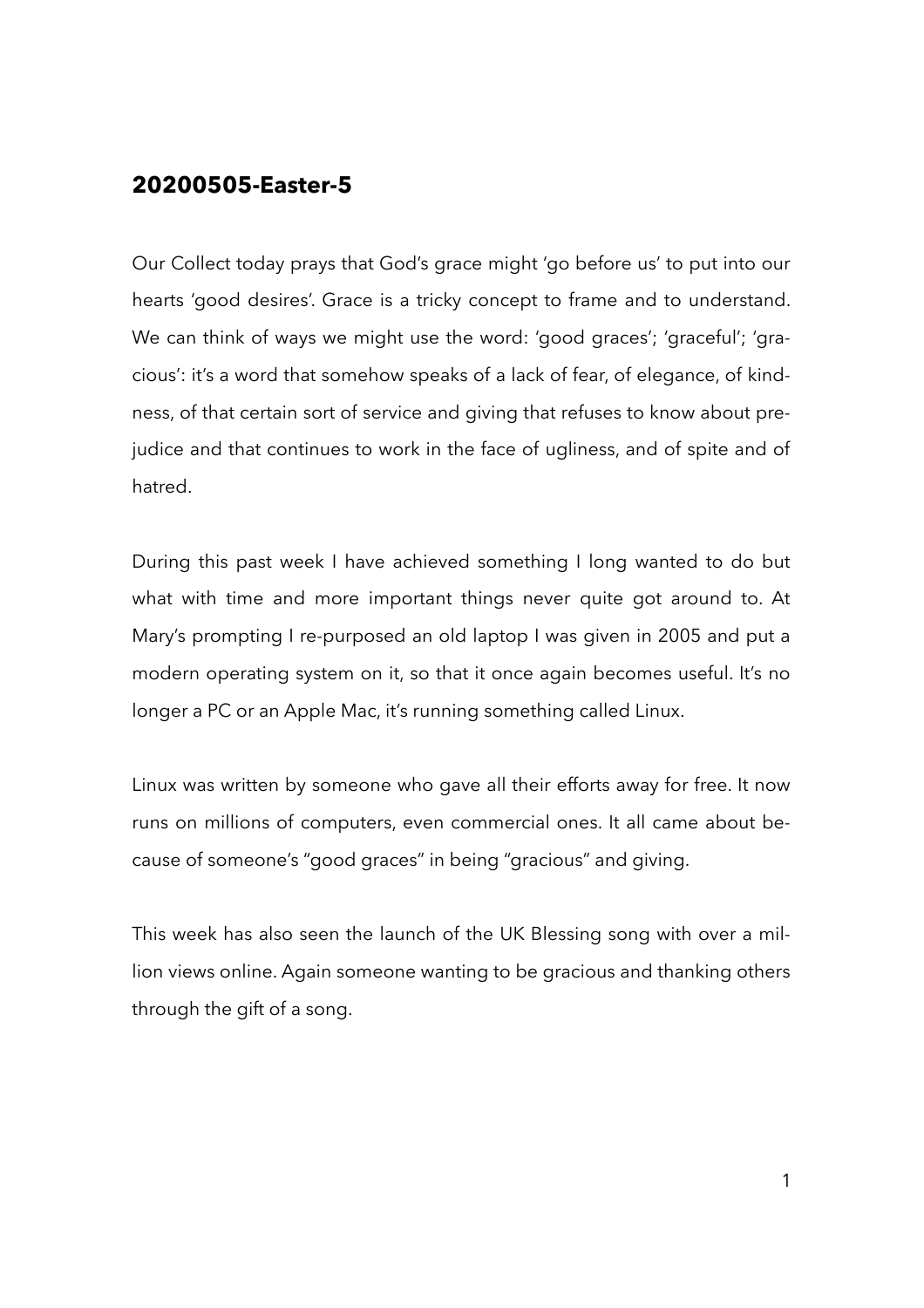## 20200505-Easter-5

Our Collect today prays that God's grace might 'go before us' to put into our hearts 'good desires'. Grace is a tricky concept to frame and to understand. We can think of ways we might use the word: 'good graces'; 'graceful'; 'gracious': it's a word that somehow speaks of a lack of fear, of elegance, of kindness, of that certain sort of service and giving that refuses to know about prejudice and that continues to work in the face of ugliness, and of spite and of hatred.

During this past week I have achieved something I long wanted to do but what with time and more important things never quite got around to. At Mary's prompting I re-purposed an old laptop I was given in 2005 and put a modern operating system on it, so that it once again becomes useful. It's no longer a PC or an Apple Mac, it's running something called Linux.

Linux was written by someone who gave all their efforts away for free. It now runs on millions of computers, even commercial ones. It all came about because of someone's "good graces" in being "gracious" and giving.

This week has also seen the launch of the UK Blessing song with over a million views online. Again someone wanting to be gracious and thanking others through the gift of a song.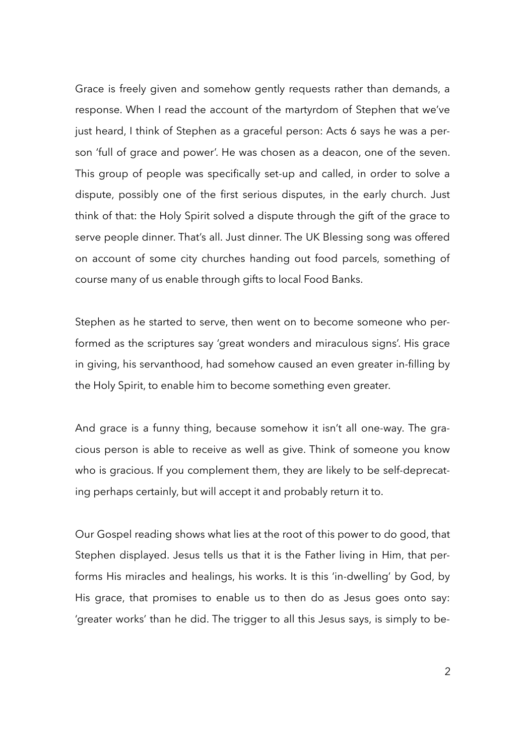Grace is freely given and somehow gently requests rather than demands, a response. When I read the account of the martyrdom of Stephen that we've just heard, I think of Stephen as a graceful person: Acts 6 says he was a person 'full of grace and power'. He was chosen as a deacon, one of the seven. This group of people was specifically set-up and called, in order to solve a dispute, possibly one of the first serious disputes, in the early church. Just think of that: the Holy Spirit solved a dispute through the gift of the grace to serve people dinner. That's all. Just dinner. The UK Blessing song was offered on account of some city churches handing out food parcels, something of course many of us enable through gifts to local Food Banks.

Stephen as he started to serve, then went on to become someone who performed as the scriptures say 'great wonders and miraculous signs'. His grace in giving, his servanthood, had somehow caused an even greater in-filling by the Holy Spirit, to enable him to become something even greater.

And grace is a funny thing, because somehow it isn't all one-way. The gracious person is able to receive as well as give. Think of someone you know who is gracious. If you complement them, they are likely to be self-deprecating perhaps certainly, but will accept it and probably return it to.

Our Gospel reading shows what lies at the root of this power to do good, that Stephen displayed. Jesus tells us that it is the Father living in Him, that performs His miracles and healings, his works. It is this 'in-dwelling' by God, by His grace, that promises to enable us to then do as Jesus goes onto say: 'greater works' than he did. The trigger to all this Jesus says, is simply to be-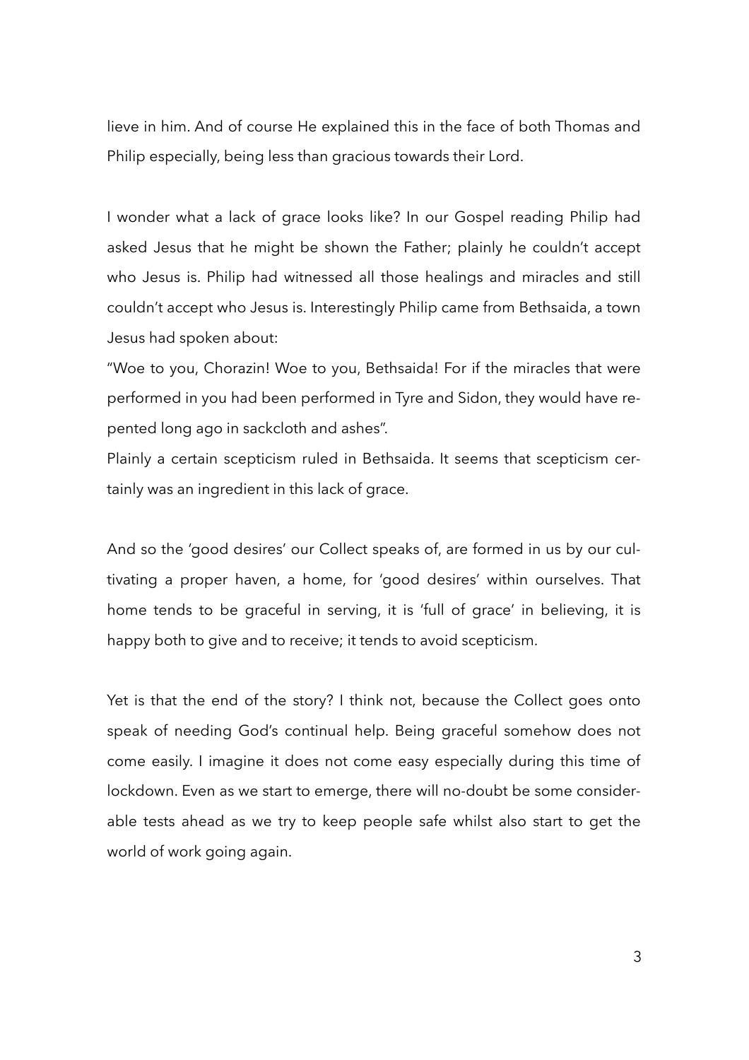lieve in him. And of course He explained this in the face of both Thomas and Philip especially, being less than gracious towards their Lord.

I wonder what a lack of grace looks like? In our Gospel reading Philip had asked Jesus that he might be shown the Father; plainly he couldn't accept who Jesus is. Philip had witnessed all those healings and miracles and still couldn't accept who Jesus is. Interestingly Philip came from Bethsaida, a town Jesus had spoken about:

"Woe to you, Chorazin! Woe to you, Bethsaida! For if the miracles that were performed in you had been performed in Tyre and Sidon, they would have repented long ago in sackcloth and ashes".

Plainly a certain scepticism ruled in Bethsaida. It seems that scepticism certainly was an ingredient in this lack of grace.

And so the 'good desires' our Collect speaks of, are formed in us by our cultivating a proper haven, a home, for 'good desires' within ourselves. That home tends to be graceful in serving, it is 'full of grace' in believing, it is happy both to give and to receive; it tends to avoid scepticism.

Yet is that the end of the story? I think not, because the Collect goes onto speak of needing God's continual help. Being graceful somehow does not come easily. I imagine it does not come easy especially during this time of lockdown. Even as we start to emerge, there will no-doubt be some considerable tests ahead as we try to keep people safe whilst also start to get the world of work going again.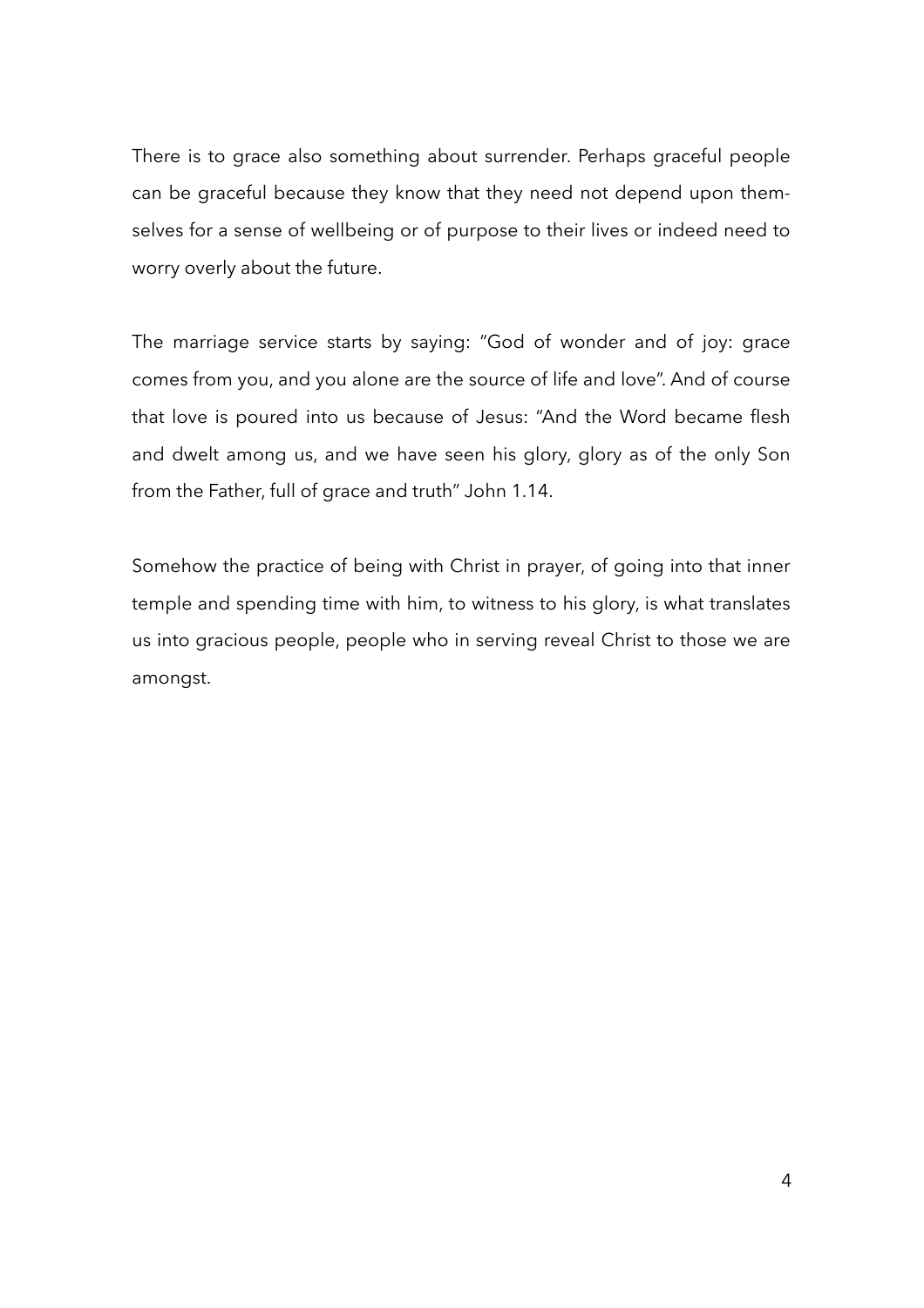There is to grace also something about surrender. Perhaps graceful people can be graceful because they know that they need not depend upon themselves for a sense of wellbeing or of purpose to their lives or indeed need to worry overly about the future.

The marriage service starts by saying: "God of wonder and of joy: grace comes from you, and you alone are the source of life and love". And of course that love is poured into us because of Jesus: "And the Word became flesh and dwelt among us, and we have seen his glory, glory as of the only Son from the Father, full of grace and truth" John 1.14.

Somehow the practice of being with Christ in prayer, of going into that inner temple and spending time with him, to witness to his glory, is what translates us into gracious people, people who in serving reveal Christ to those we are amongst.